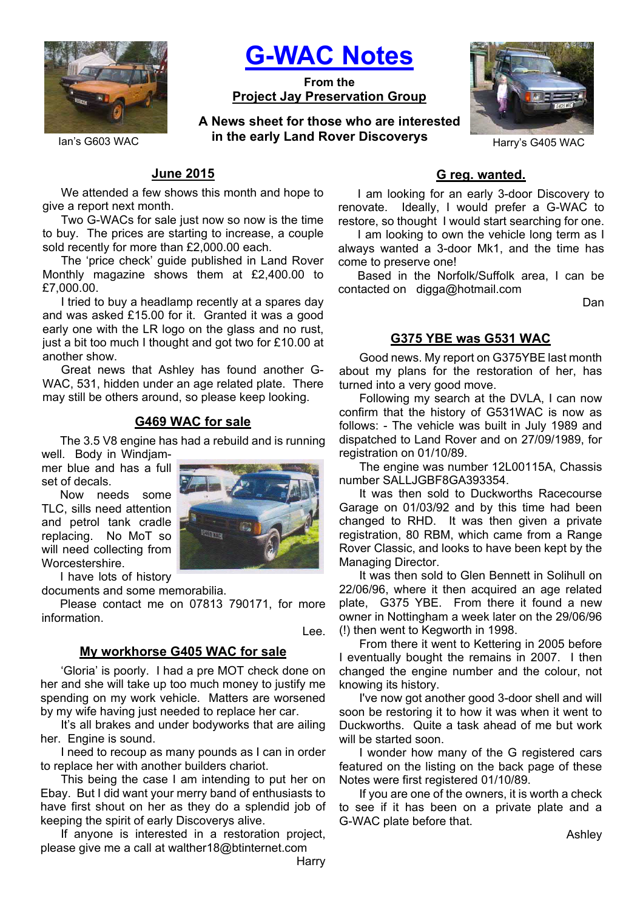# G-WAC Notes

**From the**
**Project Jay Preservation Group**

**A News sheet for those who are interested in the early Land Rover Discoverys**

Ian's G603 WAC

Harry's G405 WAC

## June 2015

We attended a few shows this month and hope to give a report next month.

Two G-WACs for sale just now so now is the time to buy. The prices are starting to increase, a couple sold recently for more than £2,000.00 each.

The 'price check' guide published in Land Rover Monthly magazine shows them at £2,400.00 to £7,000.00.

I tried to buy a headlamp recently at a spares day and was asked £15.00 for it. Granted it was a good early one with the LR logo on the glass and no rust, just a bit too much I thought and got two for £10.00 at another show.

Great news that Ashley has found another G-WAC, 531, hidden under an age related plate. There may still be others around, so please keep looking.

## G469 WAC for sale

The 3.5 V8 engine has had a rebuild and is running well. Body in Windjammer blue and has a full set of decals.

Now needs some TLC, sills need attention and petrol tank cradle replacing. No MoT so will need collecting from Worcestershire.

I have lots of history documents and some memorabilia.

Please contact me on 07813 790171, for more information.

Lee.

## My workhorse G405 WAC for sale

'Gloria' is poorly. I had a pre MOT check done on her and she will take up too much money to justify me spending on my work vehicle. Matters are worsened by my wife having just needed to replace her car.

It's all brakes and under bodyworks that are ailing her. Engine is sound.

I need to recoup as many pounds as I can in order to replace her with another builders chariot.

This being the case I am intending to put her on Ebay. But I did want your merry band of enthusiasts to have first shout on her as they do a splendid job of keeping the spirit of early Discoverys alive.

If anyone is interested in a restoration project, please give me a call at walther18@btinternet.com

Harry

## G reg. wanted.

I am looking for an early 3-door Discovery to renovate. Ideally, I would prefer a G-WAC to restore, so thought I would start searching for one.

I am looking to own the vehicle long term as I always wanted a 3-door Mk1, and the time has come to preserve one!

Based in the Norfolk/Suffolk area, I can be contacted on digga@hotmail.com

Dan

## G375 YBE was G531 WAC

Good news. My report on G375YBE last month about my plans for the restoration of her, has turned into a very good move.

Following my search at the DVLA, I can now confirm that the history of G531WAC is now as follows: - The vehicle was built in July 1989 and dispatched to Land Rover and on 27/09/1989, for registration on 01/10/89.

The engine was number 12L00115A, Chassis number SALLJGBF8GA393354.

It was then sold to Duckworths Racecourse Garage on 01/03/92 and by this time had been changed to RHD. It was then given a private registration, 80 RBM, which came from a Range Rover Classic, and looks to have been kept by the Managing Director.

It was then sold to Glen Bennett in Solihull on 22/06/96, where it then acquired an age related plate, G375 YBE. From there it found a new owner in Nottingham a week later on the 29/06/96 (!) then went to Kegworth in 1998.

From there it went to Kettering in 2005 before I eventually bought the remains in 2007. I then changed the engine number and the colour, not knowing its history.

I've now got another good 3-door shell and will soon be restoring it to how it was when it went to Duckworths. Quite a task ahead of me but work will be started soon.

I wonder how many of the G registered cars featured on the listing on the back page of these Notes were first registered 01/10/89.

If you are one of the owners, it is worth a check to see if it has been on a private plate and a G-WAC plate before that.

Ashley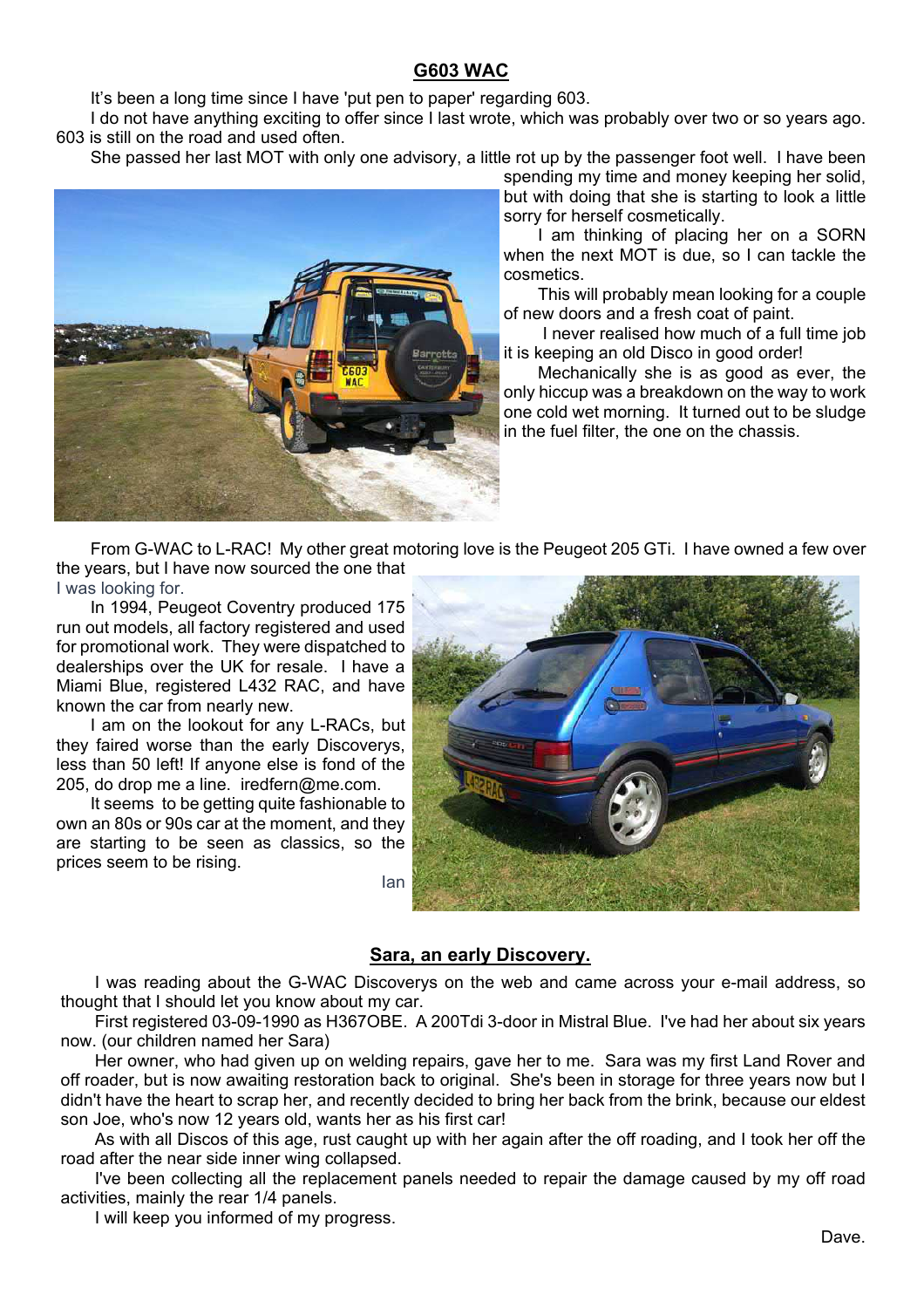## G603 WAC

It's been a long time since I have 'put pen to paper' regarding 603.

I do not have anything exciting to offer since I last wrote, which was probably over two or so years ago. 603 is still on the road and used often.

She passed her last MOT with only one advisory, a little rot up by the passenger foot well. I have been spending my time and money keeping her solid, but with doing that she is starting to look a little sorry for herself cosmetically.

I am thinking of placing her on a SORN when the next MOT is due, so I can tackle the cosmetics.

This will probably mean looking for a couple of new doors and a fresh coat of paint.

I never realised how much of a full time job it is keeping an old Disco in good order!

Mechanically she is as good as ever, the only hiccup was a breakdown on the way to work one cold wet morning. It turned out to be sludge in the fuel filter, the one on the chassis.

From G-WAC to L-RAC! My other great motoring love is the Peugeot 205 GTi. I have owned a few over the years, but I have now sourced the one that I was looking for.

In 1994, Peugeot Coventry produced 175 run out models, all factory registered and used for promotional work. They were dispatched to dealerships over the UK for resale. I have a Miami Blue, registered L432 RAC, and have known the car from nearly new.

I am on the lookout for any L-RACs, but they faired worse than the early Discoverys, less than 50 left! If anyone else is fond of the 205, do drop me a line. iredfern@me.com.

It seems to be getting quite fashionable to own an 80s or 90s car at the moment, and they are starting to be seen as classics, so the prices seem to be rising.

Ian

## Sara, an early Discovery.

I was reading about the G-WAC Discoverys on the web and came across your e-mail address, so thought that I should let you know about my car.

First registered 03-09-1990 as H367OBE. A 200Tdi 3-door in Mistral Blue. I've had her about six years now. (our children named her Sara)

Her owner, who had given up on welding repairs, gave her to me. Sara was my first Land Rover and off roader, but is now awaiting restoration back to original. She's been in storage for three years now but I didn't have the heart to scrap her, and recently decided to bring her back from the brink, because our eldest son Joe, who's now 12 years old, wants her as his first car!

As with all Discos of this age, rust caught up with her again after the off roading, and I took her off the road after the near side inner wing collapsed.

I've been collecting all the replacement panels needed to repair the damage caused by my off road activities, mainly the rear 1/4 panels.

I will keep you informed of my progress.

Dave.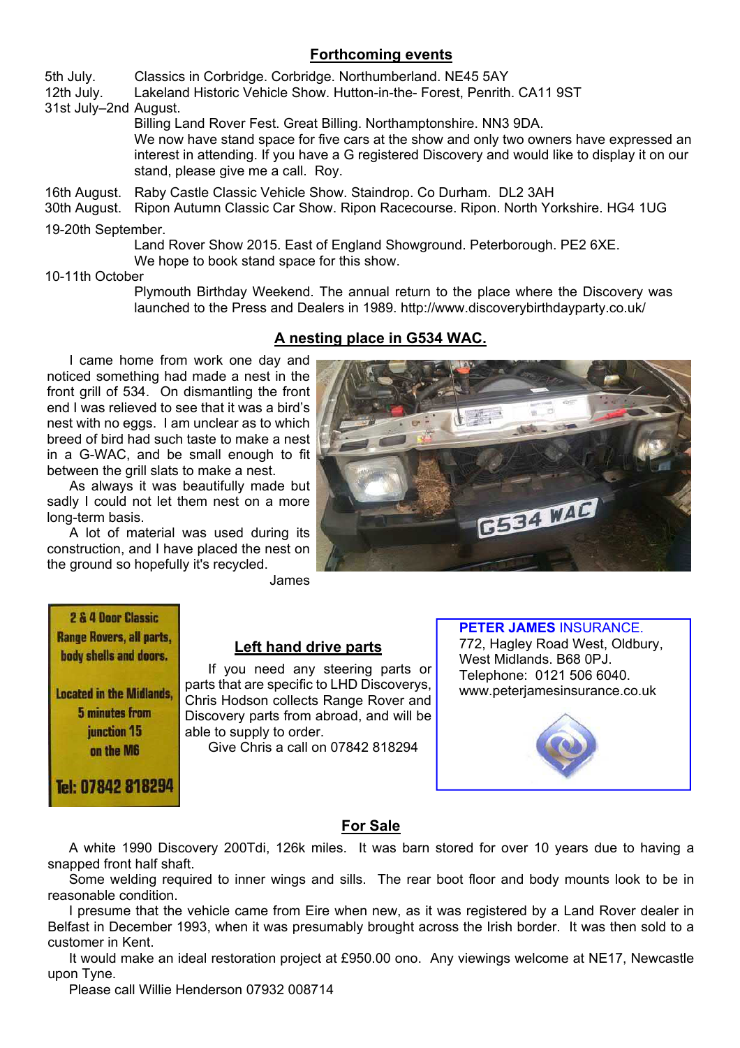## Forthcoming events

5th July. Classics in Corbridge. Corbridge. Northumberland. NE45 5AY

12th July. Lakeland Historic Vehicle Show. Hutton-in-the- Forest, Penrith. CA11 9ST

31st July–2nd August.
Billing Land Rover Fest. Great Billing. Northamptonshire. NN3 9DA.
We now have stand space for five cars at the show and only two owners have expressed an interest in attending. If you have a G registered Discovery and would like to display it on our stand, please give me a call. Roy.

16th August. Raby Castle Classic Vehicle Show. Staindrop. Co Durham. DL2 3AH

30th August. Ripon Autumn Classic Car Show. Ripon Racecourse. Ripon. North Yorkshire. HG4 1UG

19-20th September.
Land Rover Show 2015. East of England Showground. Peterborough. PE2 6XE.
We hope to book stand space for this show.

10-11th October
Plymouth Birthday Weekend. The annual return to the place where the Discovery was launched to the Press and Dealers in 1989. http://www.discoverybirthdayparty.co.uk/

## A nesting place in G534 WAC.

I came home from work one day and noticed something had made a nest in the front grill of 534. On dismantling the front end I was relieved to see that it was a bird's nest with no eggs. I am unclear as to which breed of bird had such taste to make a nest in a G-WAC, and be small enough to fit between the grill slats to make a nest.

As always it was beautifully made but sadly I could not let them nest on a more long-term basis.

A lot of material was used during its construction, and I have placed the nest on the ground so hopefully it's recycled.

James

2 & 4 Door Classic Range Rovers, all parts, body shells and doors.

Located in the Midlands, 5 minutes from junction 15 on the M6

Tel: 07842 818294

## Left hand drive parts

If you need any steering parts or parts that are specific to LHD Discoverys, Chris Hodson collects Range Rover and Discovery parts from abroad, and will be able to supply to order.

Give Chris a call on 07842 818294

**PETER JAMES** INSURANCE.
772, Hagley Road West, Oldbury, West Midlands. B68 0PJ.
Telephone: 0121 506 6040.
www.peterjamesinsurance.co.uk

## For Sale

A white 1990 Discovery 200Tdi, 126k miles. It was barn stored for over 10 years due to having a snapped front half shaft.

Some welding required to inner wings and sills. The rear boot floor and body mounts look to be in reasonable condition.

I presume that the vehicle came from Eire when new, as it was registered by a Land Rover dealer in Belfast in December 1993, when it was presumably brought across the Irish border. It was then sold to a customer in Kent.

It would make an ideal restoration project at £950.00 ono. Any viewings welcome at NE17, Newcastle upon Tyne.

Please call Willie Henderson 07932 008714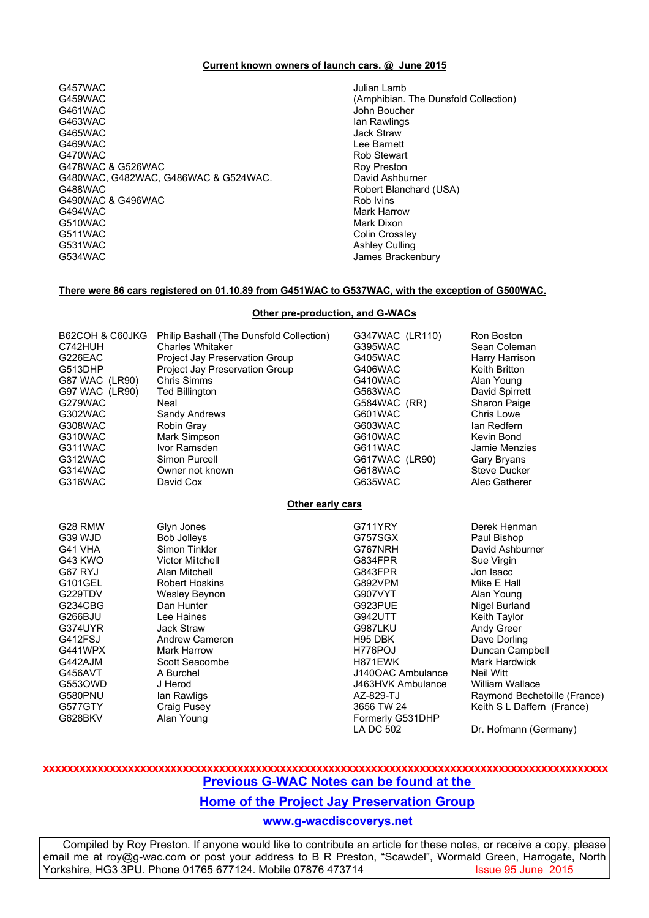**Current known owners of launch cars. @ June 2015**

| | |
|---|---|
| G457WAC | Julian Lamb |
| G459WAC | (Amphibian. The Dunsfold Collection) |
| G461WAC | John Boucher |
| G463WAC | Ian Rawlings |
| G465WAC | Jack Straw |
| G469WAC | Lee Barnett |
| G470WAC | Rob Stewart |
| G478WAC & G526WAC | Roy Preston |
| G480WAC, G482WAC, G486WAC & G524WAC. | David Ashburner |
| G488WAC | Robert Blanchard (USA) |
| G490WAC & G496WAC | Rob Ivins |
| G494WAC | Mark Harrow |
| G510WAC | Mark Dixon |
| G511WAC | Colin Crossley |
| G531WAC | Ashley Culling |
| G534WAC | James Brackenbury |

**There were 86 cars registered on 01.10.89 from G451WAC to G537WAC, with the exception of G500WAC.**

**Other pre-production, and G-WACs**

| | | | |
|---|---|---|---|
| B62COH & C60JKG | Philip Bashall (The Dunsfold Collection) | G347WAC (LR110) | Ron Boston |
| C742HUH | Charles Whitaker | G395WAC | Sean Coleman |
| G226EAC | Project Jay Preservation Group | G405WAC | Harry Harrison |
| G513DHP | Project Jay Preservation Group | G406WAC | Keith Britton |
| G87 WAC (LR90) | Chris Simms | G410WAC | Alan Young |
| G97 WAC (LR90) | Ted Billington | G563WAC | David Spirrett |
| G279WAC | Neal | G584WAC (RR) | Sharon Paige |
| G302WAC | Sandy Andrews | G601WAC | Chris Lowe |
| G308WAC | Robin Gray | G603WAC | Ian Redfern |
| G310WAC | Mark Simpson | G610WAC | Kevin Bond |
| G311WAC | Ivor Ramsden | G611WAC | Jamie Menzies |
| G312WAC | Simon Purcell | G617WAC (LR90) | Gary Bryans |
| G314WAC | Owner not known | G618WAC | Steve Ducker |
| G316WAC | David Cox | G635WAC | Alec Gatherer |

**Other early cars**

| | | | |
|---|---|---|---|
| G28 RMW | Glyn Jones | G711YRY | Derek Henman |
| G39 WJD | Bob Jolleys | G757SGX | Paul Bishop |
| G41 VHA | Simon Tinkler | G767NRH | David Ashburner |
| G43 KWO | Victor Mitchell | G834FPR | Sue Virgin |
| G67 RYJ | Alan Mitchell | G843FPR | Jon Isacc |
| G101GEL | Robert Hoskins | G892VPM | Mike E Hall |
| G229TDV | Wesley Beynon | G907VYT | Alan Young |
| G234CBG | Dan Hunter | G923PUE | Nigel Burland |
| G266BJU | Lee Haines | G942UTT | Keith Taylor |
| G374UYR | Jack Straw | G987LKU | Andy Greer |
| G412FSJ | Andrew Cameron | H95 DBK | Dave Dorling |
| G441WPX | Mark Harrow | H776POJ | Duncan Campbell |
| G442AJM | Scott Seacombe | H871EWK | Mark Hardwick |
| G456AVT | A Burchel | J140OAC Ambulance | Neil Witt |
| G553OWD | J Herod | J463HVK Ambulance | William Wallace |
| G580PNU | Ian Rawligs | AZ-829-TJ | Raymond Bechetoille (France) |
| G577GTY | Craig Pusey | 3656 TW 24 | Keith S L Daffern (France) |
| G628BKV | Alan Young | Formerly G531DHP | |
| | | LA DC 502 | Dr. Hofmann (Germany) |

xxxxxxxxxxxxxxxxxxxxxxxxxxxxxxxxxxxxxxxxxxxxxxxxxxxxxxxxxxxxxxxxxxxxxxxxxxxxxxxxxxxxxxxxxxx

**Previous G-WAC Notes can be found at the**

**Home of the Project Jay Preservation Group**

**www.g-wacdiscoverys.net**

Compiled by Roy Preston. If anyone would like to contribute an article for these notes, or receive a copy, please email me at roy@g-wac.com or post your address to B R Preston, "Scawdel", Wormald Green, Harrogate, North Yorkshire, HG3 3PU. Phone 01765 677124. Mobile 07876 473714 Issue 95 June 2015